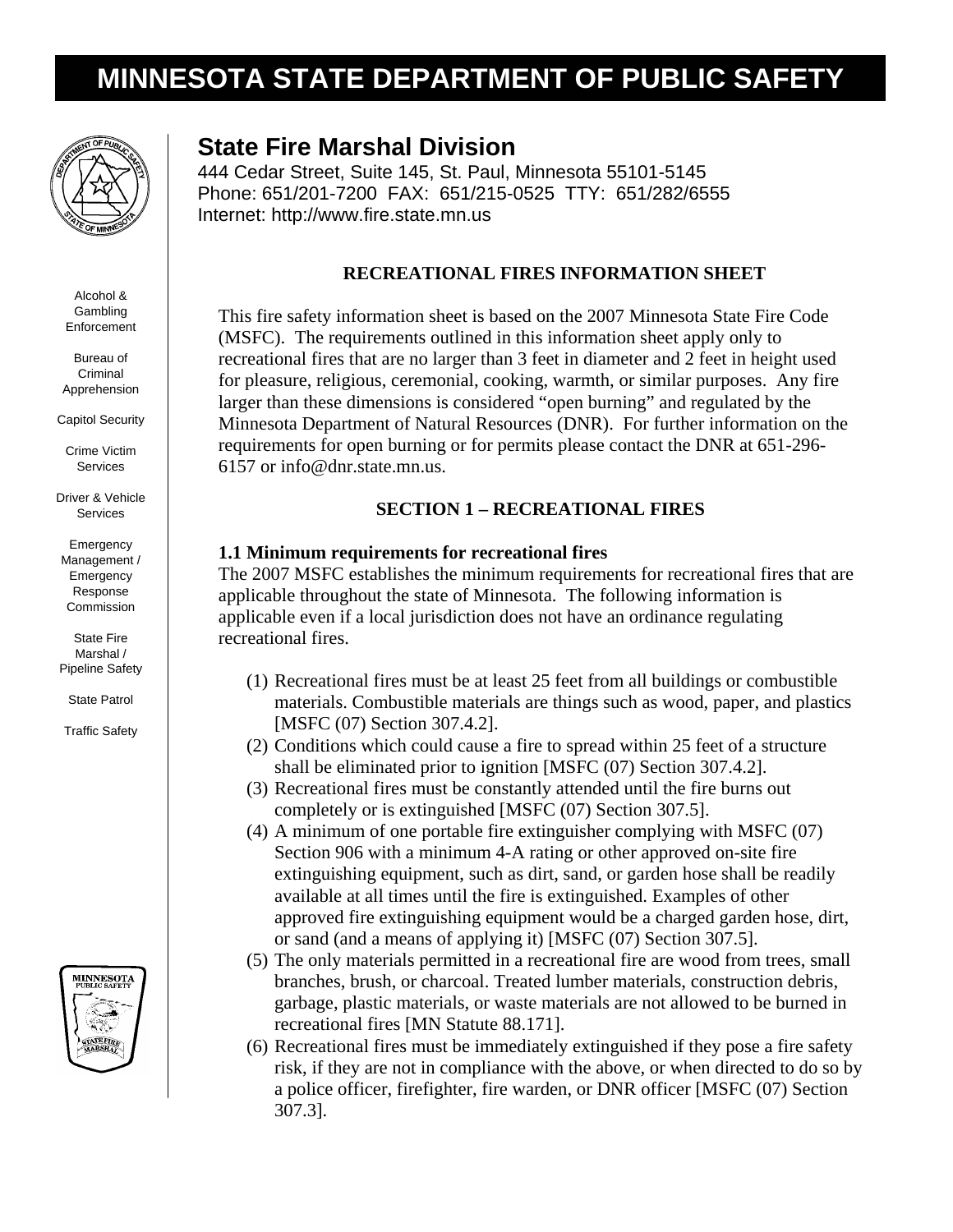# MINNESOTA STATE DEPARTMENT OF PUBLIC SAFETY

Alcohol & Gambling Enforcement

Bureau of Criminal Apprehension

Capitol Security

Crime Victim Services

Driver & Vehicle Services

Emergency Management / Emergency Response Commission

State Fire Marshal / Pipeline Safety

State Patrol

Traffic Safety

## State Fire Marshal Division

444 Cedar Street, Suite 145, St. Paul, Minnesota 55101-5145
Phone: 651/201-7200 FAX: 651/215-0525 TTY: 651/282/6555
Internet: http://www.fire.state.mn.us

### RECREATIONAL FIRES INFORMATION SHEET

This fire safety information sheet is based on the 2007 Minnesota State Fire Code (MSFC). The requirements outlined in this information sheet apply only to recreational fires that are no larger than 3 feet in diameter and 2 feet in height used for pleasure, religious, ceremonial, cooking, warmth, or similar purposes. Any fire larger than these dimensions is considered "open burning" and regulated by the Minnesota Department of Natural Resources (DNR). For further information on the requirements for open burning or for permits please contact the DNR at 651-296-6157 or info@dnr.state.mn.us.

### SECTION 1 – RECREATIONAL FIRES

**1.1 Minimum requirements for recreational fires**

The 2007 MSFC establishes the minimum requirements for recreational fires that are applicable throughout the state of Minnesota. The following information is applicable even if a local jurisdiction does not have an ordinance regulating recreational fires.

(1) Recreational fires must be at least 25 feet from all buildings or combustible materials. Combustible materials are things such as wood, paper, and plastics [MSFC (07) Section 307.4.2].

(2) Conditions which could cause a fire to spread within 25 feet of a structure shall be eliminated prior to ignition [MSFC (07) Section 307.4.2].

(3) Recreational fires must be constantly attended until the fire burns out completely or is extinguished [MSFC (07) Section 307.5].

(4) A minimum of one portable fire extinguisher complying with MSFC (07) Section 906 with a minimum 4-A rating or other approved on-site fire extinguishing equipment, such as dirt, sand, or garden hose shall be readily available at all times until the fire is extinguished. Examples of other approved fire extinguishing equipment would be a charged garden hose, dirt, or sand (and a means of applying it) [MSFC (07) Section 307.5].

(5) The only materials permitted in a recreational fire are wood from trees, small branches, brush, or charcoal. Treated lumber materials, construction debris, garbage, plastic materials, or waste materials are not allowed to be burned in recreational fires [MN Statute 88.171].

(6) Recreational fires must be immediately extinguished if they pose a fire safety risk, if they are not in compliance with the above, or when directed to do so by a police officer, firefighter, fire warden, or DNR officer [MSFC (07) Section 307.3].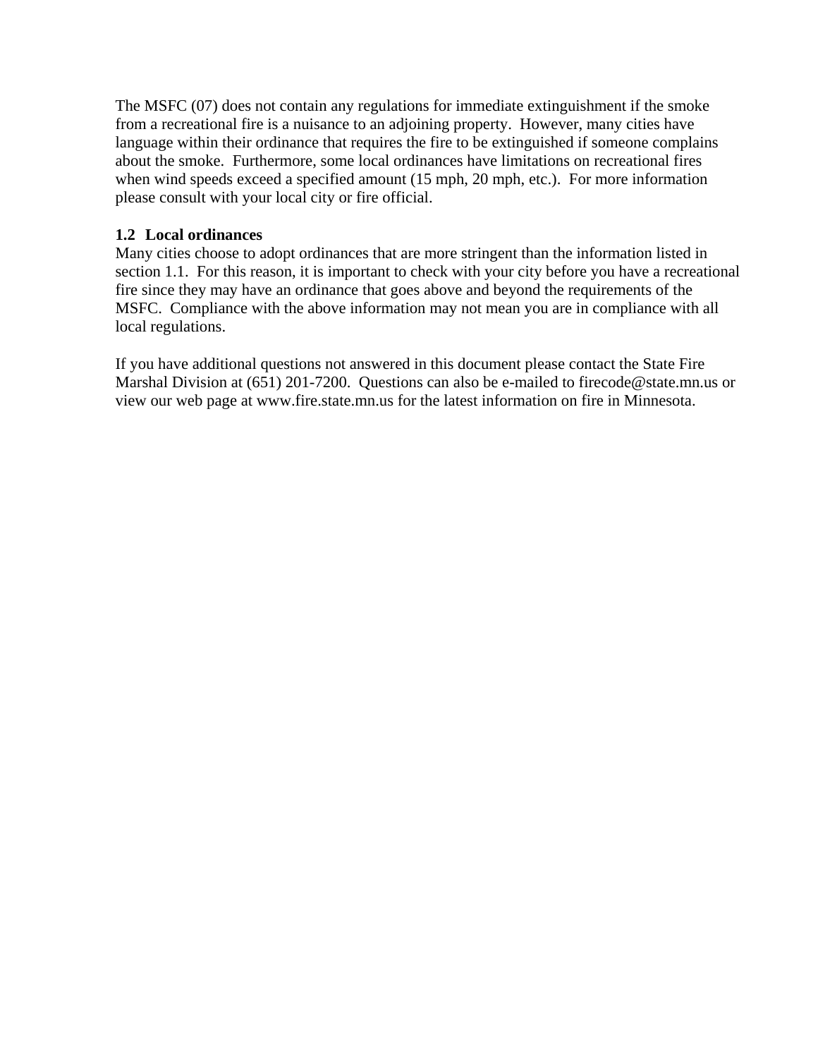The MSFC (07) does not contain any regulations for immediate extinguishment if the smoke from a recreational fire is a nuisance to an adjoining property.  However, many cities have language within their ordinance that requires the fire to be extinguished if someone complains about the smoke.  Furthermore, some local ordinances have limitations on recreational fires when wind speeds exceed a specified amount (15 mph, 20 mph, etc.).  For more information please consult with your local city or fire official.

### 1.2 Local ordinances

Many cities choose to adopt ordinances that are more stringent than the information listed in section 1.1.  For this reason, it is important to check with your city before you have a recreational fire since they may have an ordinance that goes above and beyond the requirements of the MSFC.  Compliance with the above information may not mean you are in compliance with all local regulations.

If you have additional questions not answered in this document please contact the State Fire Marshal Division at (651) 201-7200.  Questions can also be e-mailed to firecode@state.mn.us or view our web page at www.fire.state.mn.us for the latest information on fire in Minnesota.